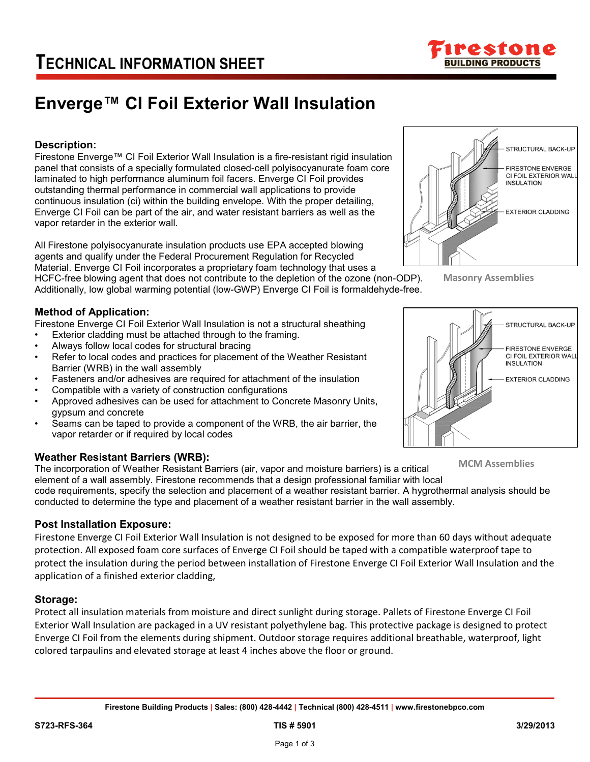# TECHNICAL INFORMATION SHEET

# Enverge™ CI Foil Exterior Wall Insulation

## Description:

Firestone Enverge™ CI Foil Exterior Wall Insulation is a fire-resistant rigid insulation panel that consists of a specially formulated closed-cell polyisocyanurate foam core laminated to high performance aluminum foil facers. Enverge CI Foil provides outstanding thermal performance in commercial wall applications to provide continuous insulation (ci) within the building envelope. With the proper detailing, Enverge CI Foil can be part of the air, and water resistant barriers as well as the vapor retarder in the exterior wall.

All Firestone polyisocyanurate insulation products use EPA accepted blowing agents and qualify under the Federal Procurement Regulation for Recycled Material. Enverge CI Foil incorporates a proprietary foam technology that uses a HCFC-free blowing agent that does not contribute to the depletion of the ozone (non-ODP). Additionally, low global warming potential (low-GWP) Enverge CI Foil is formaldehyde-free.

Masonry Assemblies

## Method of Application:

Firestone Enverge CI Foil Exterior Wall Insulation is not a structural sheathing

- Exterior cladding must be attached through to the framing.
- Always follow local codes for structural bracing
- Refer to local codes and practices for placement of the Weather Resistant Barrier (WRB) in the wall assembly
- Fasteners and/or adhesives are required for attachment of the insulation
- Compatible with a variety of construction configurations
- Approved adhesives can be used for attachment to Concrete Masonry Units, gypsum and concrete
- Seams can be taped to provide a component of the WRB, the air barrier, the vapor retarder or if required by local codes

MCM Assemblies

## Weather Resistant Barriers (WRB):

The incorporation of Weather Resistant Barriers (air, vapor and moisture barriers) is a critical element of a wall assembly. Firestone recommends that a design professional familiar with local code requirements, specify the selection and placement of a weather resistant barrier. A hygrothermal analysis should be conducted to determine the type and placement of a weather resistant barrier in the wall assembly.

## Post Installation Exposure:

Firestone Enverge CI Foil Exterior Wall Insulation is not designed to be exposed for more than 60 days without adequate protection. All exposed foam core surfaces of Enverge CI Foil should be taped with a compatible waterproof tape to protect the insulation during the period between installation of Firestone Enverge CI Foil Exterior Wall Insulation and the application of a finished exterior cladding,

## Storage:

Protect all insulation materials from moisture and direct sunlight during storage. Pallets of Firestone Enverge CI Foil Exterior Wall Insulation are packaged in a UV resistant polyethylene bag. This protective package is designed to protect Enverge CI Foil from the elements during shipment. Outdoor storage requires additional breathable, waterproof, light colored tarpaulins and elevated storage at least 4 inches above the floor or ground.

Firestone Building Products | Sales: (800) 428-4442 | Technical (800) 428-4511 | www.firestonebpco.com

S723-RFS-364 | TIS # 5901 | 3/29/2013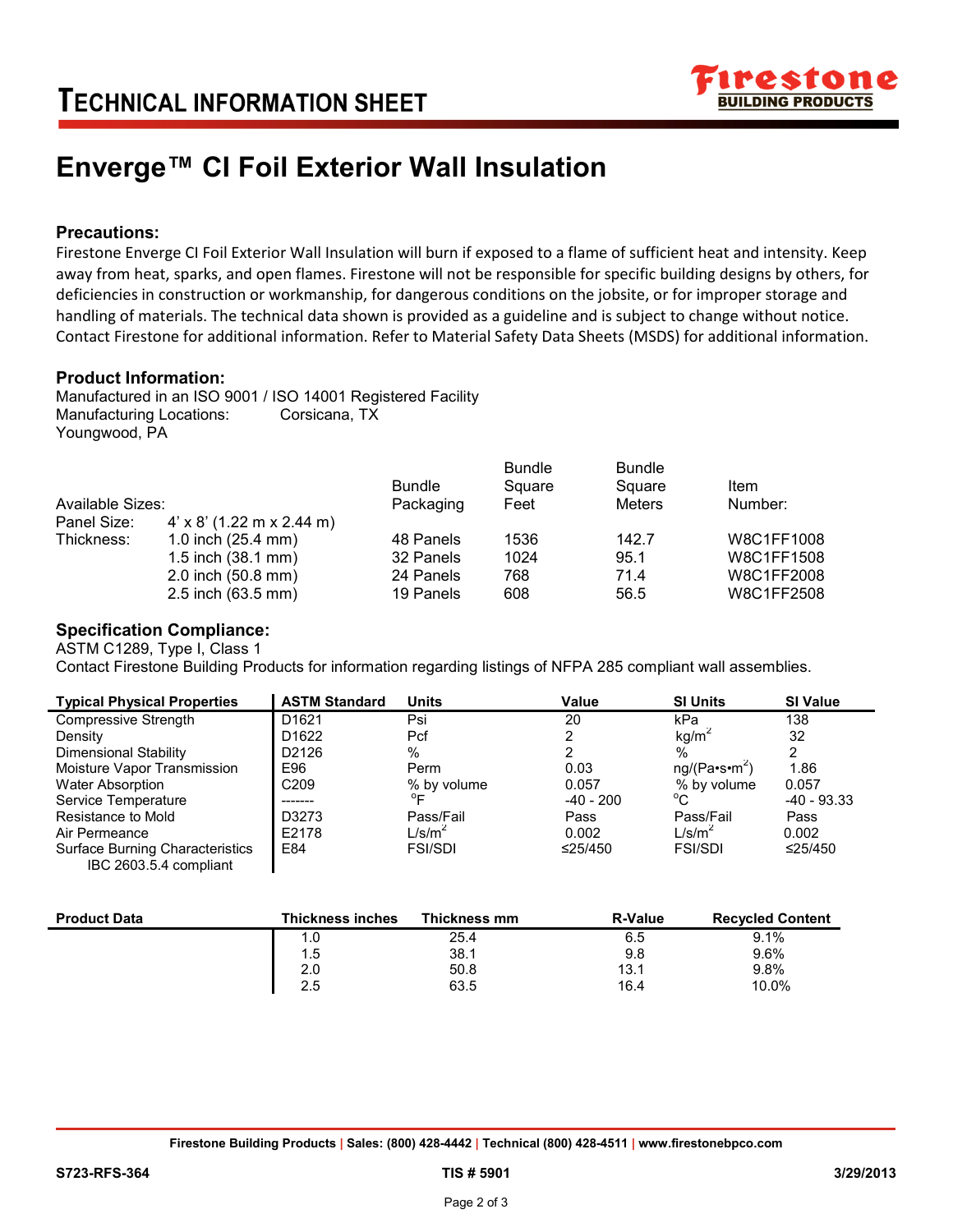# TECHNICAL INFORMATION SHEET

# Enverge™ CI Foil Exterior Wall Insulation

## Precautions:

Firestone Enverge CI Foil Exterior Wall Insulation will burn if exposed to a flame of sufficient heat and intensity. Keep away from heat, sparks, and open flames. Firestone will not be responsible for specific building designs by others, for deficiencies in construction or workmanship, for dangerous conditions on the jobsite, or for improper storage and handling of materials. The technical data shown is provided as a guideline and is subject to change without notice. Contact Firestone for additional information. Refer to Material Safety Data Sheets (MSDS) for additional information.

## Product Information:

Manufactured in an ISO 9001 / ISO 14001 Registered Facility
Manufacturing Locations: Corsicana, TX
Youngwood, PA

| Available Sizes: | | Bundle Packaging | Bundle Square Feet | Bundle Square Meters | Item Number: |
|---|---|---|---|---|---|
| Panel Size: | 4' x 8' (1.22 m x 2.44 m) | | | | |
| Thickness: | 1.0 inch (25.4 mm) | 48 Panels | 1536 | 142.7 | W8C1FF1008 |
| | 1.5 inch (38.1 mm) | 32 Panels | 1024 | 95.1 | W8C1FF1508 |
| | 2.0 inch (50.8 mm) | 24 Panels | 768 | 71.4 | W8C1FF2008 |
| | 2.5 inch (63.5 mm) | 19 Panels | 608 | 56.5 | W8C1FF2508 |

## Specification Compliance:

ASTM C1289, Type I, Class 1
Contact Firestone Building Products for information regarding listings of NFPA 285 compliant wall assemblies.

| Typical Physical Properties | ASTM Standard | Units | Value | SI Units | SI Value |
|---|---|---|---|---|---|
| Compressive Strength | D1621 | Psi | 20 | kPa | 138 |
| Density | D1622 | Pcf | 2 | $kg/m^2$ | 32 |
| Dimensional Stability | D2126 | % | 2 | % | 2 |
| Moisture Vapor Transmission | E96 | Perm | 0.03 | $ng/(Pa \cdot s \cdot m^2)$ | 1.86 |
| Water Absorption | C209 | % by volume | 0.057 | % by volume | 0.057 |
| Service Temperature | ------- | °F | -40 - 200 | °C | -40 - 93.33 |
| Resistance to Mold | D3273 | Pass/Fail | Pass | Pass/Fail | Pass |
| Air Permeance | E2178 | $L/s/m^2$ | 0.002 | $L/s/m^2$ | 0.002 |
| Surface Burning Characteristics IBC 2603.5.4 compliant | E84 | FSI/SDI | ≤25/450 | FSI/SDI | ≤25/450 |

| Product Data | Thickness inches | Thickness mm | R-Value | Recycled Content |
|---|---|---|---|---|
| | 1.0 | 25.4 | 6.5 | 9.1% |
| | 1.5 | 38.1 | 9.8 | 9.6% |
| | 2.0 | 50.8 | 13.1 | 9.8% |
| | 2.5 | 63.5 | 16.4 | 10.0% |

**Firestone Building Products | Sales: (800) 428-4442 | Technical (800) 428-4511 | www.firestonebpco.com**

**S723-RFS-364** **TIS # 5901** **3/29/2013**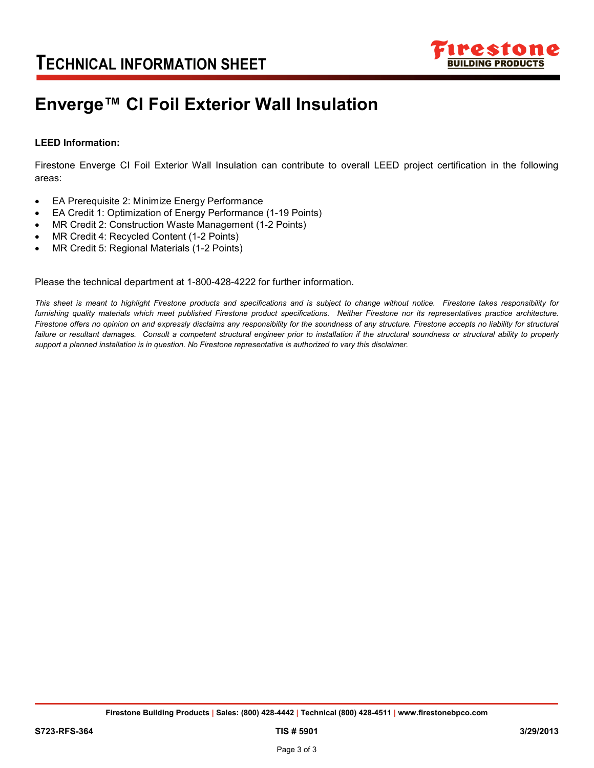# Enverge™ CI Foil Exterior Wall Insulation

**LEED Information:**

Firestone Enverge CI Foil Exterior Wall Insulation can contribute to overall LEED project certification in the following areas:

- EA Prerequisite 2: Minimize Energy Performance
- EA Credit 1: Optimization of Energy Performance (1-19 Points)
- MR Credit 2: Construction Waste Management (1-2 Points)
- MR Credit 4: Recycled Content (1-2 Points)
- MR Credit 5: Regional Materials (1-2 Points)

Please the technical department at 1-800-428-4222 for further information.

*This sheet is meant to highlight Firestone products and specifications and is subject to change without notice. Firestone takes responsibility for furnishing quality materials which meet published Firestone product specifications. Neither Firestone nor its representatives practice architecture. Firestone offers no opinion on and expressly disclaims any responsibility for the soundness of any structure. Firestone accepts no liability for structural failure or resultant damages. Consult a competent structural engineer prior to installation if the structural soundness or structural ability to properly support a planned installation is in question. No Firestone representative is authorized to vary this disclaimer.*

**Firestone Building Products | Sales: (800) 428-4442 | Technical (800) 428-4511 | www.firestonebpco.com**

**S723-RFS-364** **TIS # 5901** **3/29/2013**